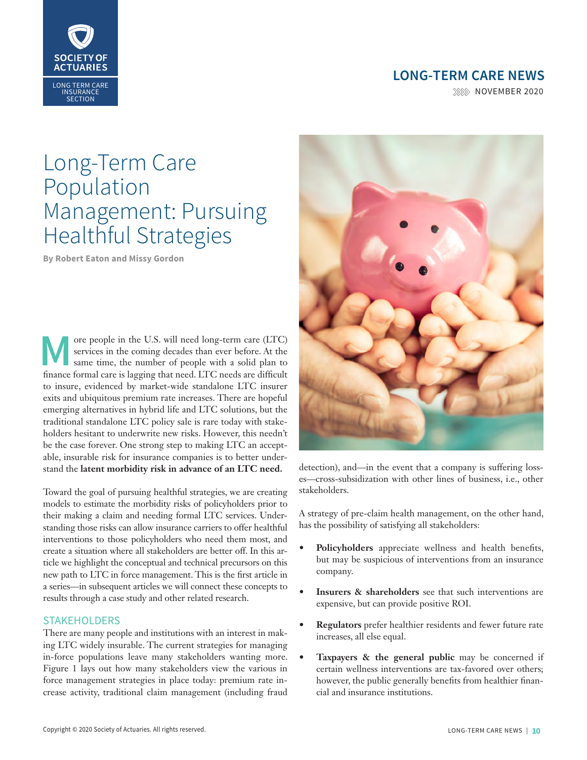# Long-Term Care Population Management: Pursuing Healthful Strategies

**By Robert Eaton and Missy Gordon**

More people in the U.S. will need long-term care (LTC) services in the coming decades than ever before. At the same time, the number of people with a solid plan to finance formal care is lagging that need. LTC needs are difficult to insure, evidenced by market-wide standalone LTC insurer exits and ubiquitous premium rate increases. There are hopeful emerging alternatives in hybrid life and LTC solutions, but the traditional standalone LTC policy sale is rare today with stakeholders hesitant to underwrite new risks. However, this needn't be the case forever. One strong step to making LTC an acceptable, insurable risk for insurance companies is to better understand the **latent morbidity risk in advance of an LTC need.**

Toward the goal of pursuing healthful strategies, we are creating models to estimate the morbidity risks of policyholders prior to their making a claim and needing formal LTC services. Understanding those risks can allow insurance carriers to offer healthful interventions to those policyholders who need them most, and create a situation where all stakeholders are better off. In this article we highlight the conceptual and technical precursors on this new path to LTC in force management. This is the first article in a series—in subsequent articles we will connect these concepts to results through a case study and other related research.

## STAKEHOLDERS

There are many people and institutions with an interest in making LTC widely insurable. The current strategies for managing in-force populations leave many stakeholders wanting more. Figure 1 lays out how many stakeholders view the various in force management strategies in place today: premium rate increase activity, traditional claim management (including fraud detection), and—in the event that a company is suffering losses—cross-subsidization with other lines of business, i.e., other stakeholders.

A strategy of pre-claim health management, on the other hand, has the possibility of satisfying all stakeholders:

- **Policyholders** appreciate wellness and health benefits, but may be suspicious of interventions from an insurance company.
- **Insurers & shareholders** see that such interventions are expensive, but can provide positive ROI.
- **Regulators** prefer healthier residents and fewer future rate increases, all else equal.
- **Taxpayers & the general public** may be concerned if certain wellness interventions are tax-favored over others; however, the public generally benefits from healthier financial and insurance institutions.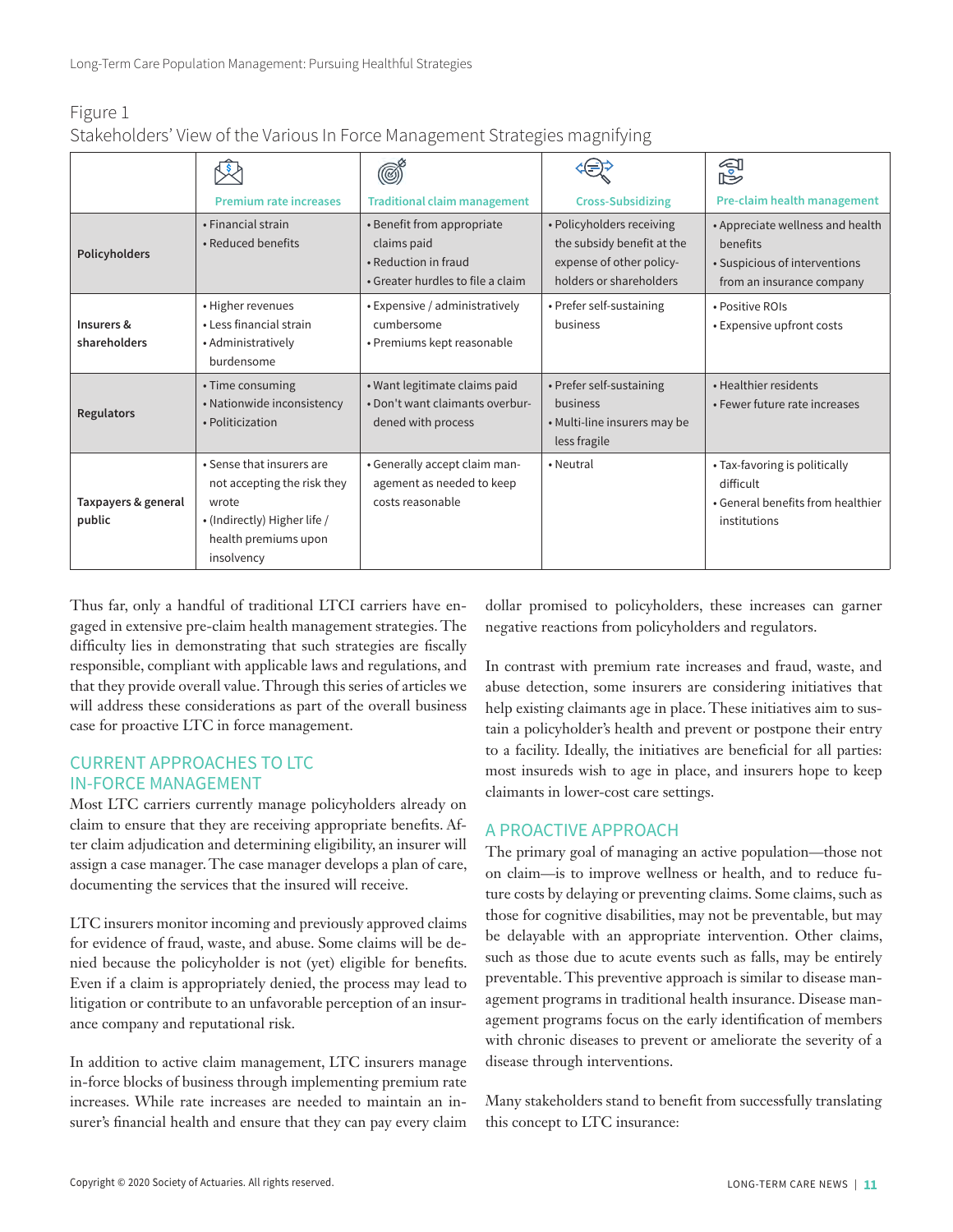Figure 1
Stakeholders' View of the Various In Force Management Strategies magnifying

| | Premium rate increases | Traditional claim management | Cross-Subsidizing | Pre-claim health management |
|---|---|---|---|---|
| **Policyholders** | • Financial strain<br>• Reduced benefits | • Benefit from appropriate claims paid<br>• Reduction in fraud<br>• Greater hurdles to file a claim | • Policyholders receiving the subsidy benefit at the expense of other policyholders or shareholders | • Appreciate wellness and health benefits<br>• Suspicious of interventions from an insurance company |
| **Insurers & shareholders** | • Higher revenues<br>• Less financial strain<br>• Administratively burdensome | • Expensive / administratively cumbersome<br>• Premiums kept reasonable | • Prefer self-sustaining business | • Positive ROIs<br>• Expensive upfront costs |
| **Regulators** | • Time consuming<br>• Nationwide inconsistency<br>• Politicization | • Want legitimate claims paid<br>• Don't want claimants overburdened with process | • Prefer self-sustaining business<br>• Multi-line insurers may be less fragile | • Healthier residents<br>• Fewer future rate increases |
| **Taxpayers & general public** | • Sense that insurers are not accepting the risk they wrote<br>• (Indirectly) Higher life / health premiums upon insolvency | • Generally accept claim management as needed to keep costs reasonable | • Neutral | • Tax-favoring is politically difficult<br>• General benefits from healthier institutions |

Thus far, only a handful of traditional LTCI carriers have engaged in extensive pre-claim health management strategies. The difficulty lies in demonstrating that such strategies are fiscally responsible, compliant with applicable laws and regulations, and that they provide overall value. Through this series of articles we will address these considerations as part of the overall business case for proactive LTC in force management.

## CURRENT APPROACHES TO LTC IN-FORCE MANAGEMENT

Most LTC carriers currently manage policyholders already on claim to ensure that they are receiving appropriate benefits. After claim adjudication and determining eligibility, an insurer will assign a case manager. The case manager develops a plan of care, documenting the services that the insured will receive.

LTC insurers monitor incoming and previously approved claims for evidence of fraud, waste, and abuse. Some claims will be denied because the policyholder is not (yet) eligible for benefits. Even if a claim is appropriately denied, the process may lead to litigation or contribute to an unfavorable perception of an insurance company and reputational risk.

In addition to active claim management, LTC insurers manage in-force blocks of business through implementing premium rate increases. While rate increases are needed to maintain an insurer's financial health and ensure that they can pay every claim dollar promised to policyholders, these increases can garner negative reactions from policyholders and regulators.

In contrast with premium rate increases and fraud, waste, and abuse detection, some insurers are considering initiatives that help existing claimants age in place. These initiatives aim to sustain a policyholder's health and prevent or postpone their entry to a facility. Ideally, the initiatives are beneficial for all parties: most insureds wish to age in place, and insurers hope to keep claimants in lower-cost care settings.

## A PROACTIVE APPROACH

The primary goal of managing an active population—those not on claim—is to improve wellness or health, and to reduce future costs by delaying or preventing claims. Some claims, such as those for cognitive disabilities, may not be preventable, but may be delayable with an appropriate intervention. Other claims, such as those due to acute events such as falls, may be entirely preventable. This preventive approach is similar to disease management programs in traditional health insurance. Disease management programs focus on the early identification of members with chronic diseases to prevent or ameliorate the severity of a disease through interventions.

Many stakeholders stand to benefit from successfully translating this concept to LTC insurance: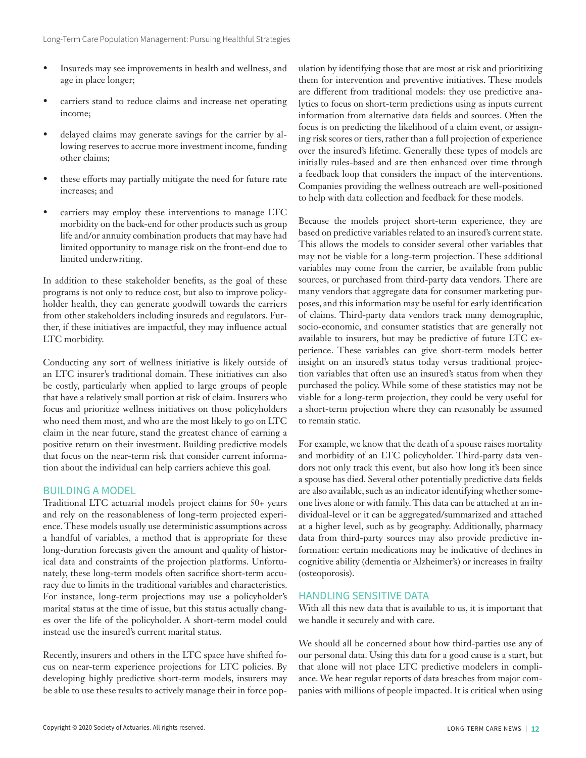- Insureds may see improvements in health and wellness, and age in place longer;
- carriers stand to reduce claims and increase net operating income;
- delayed claims may generate savings for the carrier by allowing reserves to accrue more investment income, funding other claims;
- these efforts may partially mitigate the need for future rate increases; and
- carriers may employ these interventions to manage LTC morbidity on the back-end for other products such as group life and/or annuity combination products that may have had limited opportunity to manage risk on the front-end due to limited underwriting.

In addition to these stakeholder benefits, as the goal of these programs is not only to reduce cost, but also to improve policyholder health, they can generate goodwill towards the carriers from other stakeholders including insureds and regulators. Further, if these initiatives are impactful, they may influence actual LTC morbidity.

Conducting any sort of wellness initiative is likely outside of an LTC insurer's traditional domain. These initiatives can also be costly, particularly when applied to large groups of people that have a relatively small portion at risk of claim. Insurers who focus and prioritize wellness initiatives on those policyholders who need them most, and who are the most likely to go on LTC claim in the near future, stand the greatest chance of earning a positive return on their investment. Building predictive models that focus on the near-term risk that consider current information about the individual can help carriers achieve this goal.

## BUILDING A MODEL

Traditional LTC actuarial models project claims for 50+ years and rely on the reasonableness of long-term projected experience. These models usually use deterministic assumptions across a handful of variables, a method that is appropriate for these long-duration forecasts given the amount and quality of historical data and constraints of the projection platforms. Unfortunately, these long-term models often sacrifice short-term accuracy due to limits in the traditional variables and characteristics. For instance, long-term projections may use a policyholder's marital status at the time of issue, but this status actually changes over the life of the policyholder. A short-term model could instead use the insured's current marital status.

Recently, insurers and others in the LTC space have shifted focus on near-term experience projections for LTC policies. By developing highly predictive short-term models, insurers may be able to use these results to actively manage their in force population by identifying those that are most at risk and prioritizing them for intervention and preventive initiatives. These models are different from traditional models: they use predictive analytics to focus on short-term predictions using as inputs current information from alternative data fields and sources. Often the focus is on predicting the likelihood of a claim event, or assigning risk scores or tiers, rather than a full projection of experience over the insured's lifetime. Generally these types of models are initially rules-based and are then enhanced over time through a feedback loop that considers the impact of the interventions. Companies providing the wellness outreach are well-positioned to help with data collection and feedback for these models.

Because the models project short-term experience, they are based on predictive variables related to an insured's current state. This allows the models to consider several other variables that may not be viable for a long-term projection. These additional variables may come from the carrier, be available from public sources, or purchased from third-party data vendors. There are many vendors that aggregate data for consumer marketing purposes, and this information may be useful for early identification of claims. Third-party data vendors track many demographic, socio-economic, and consumer statistics that are generally not available to insurers, but may be predictive of future LTC experience. These variables can give short-term models better insight on an insured's status today versus traditional projection variables that often use an insured's status from when they purchased the policy. While some of these statistics may not be viable for a long-term projection, they could be very useful for a short-term projection where they can reasonably be assumed to remain static.

For example, we know that the death of a spouse raises mortality and morbidity of an LTC policyholder. Third-party data vendors not only track this event, but also how long it's been since a spouse has died. Several other potentially predictive data fields are also available, such as an indicator identifying whether someone lives alone or with family. This data can be attached at an individual-level or it can be aggregated/summarized and attached at a higher level, such as by geography. Additionally, pharmacy data from third-party sources may also provide predictive information: certain medications may be indicative of declines in cognitive ability (dementia or Alzheimer's) or increases in frailty (osteoporosis).

## HANDLING SENSITIVE DATA

With all this new data that is available to us, it is important that we handle it securely and with care.

We should all be concerned about how third-parties use any of our personal data. Using this data for a good cause is a start, but that alone will not place LTC predictive modelers in compliance. We hear regular reports of data breaches from major companies with millions of people impacted. It is critical when using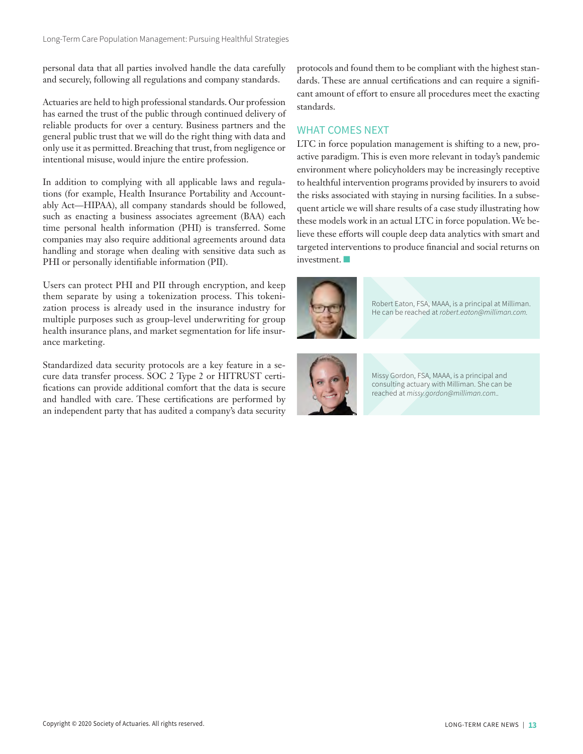personal data that all parties involved handle the data carefully and securely, following all regulations and company standards.

Actuaries are held to high professional standards. Our profession has earned the trust of the public through continued delivery of reliable products for over a century. Business partners and the general public trust that we will do the right thing with data and only use it as permitted. Breaching that trust, from negligence or intentional misuse, would injure the entire profession.

In addition to complying with all applicable laws and regulations (for example, Health Insurance Portability and Accountably Act—HIPAA), all company standards should be followed, such as enacting a business associates agreement (BAA) each time personal health information (PHI) is transferred. Some companies may also require additional agreements around data handling and storage when dealing with sensitive data such as PHI or personally identifiable information (PII).

Users can protect PHI and PII through encryption, and keep them separate by using a tokenization process. This tokenization process is already used in the insurance industry for multiple purposes such as group-level underwriting for group health insurance plans, and market segmentation for life insurance marketing.

Standardized data security protocols are a key feature in a secure data transfer process. SOC 2 Type 2 or HITRUST certifications can provide additional comfort that the data is secure and handled with care. These certifications are performed by an independent party that has audited a company's data security protocols and found them to be compliant with the highest standards. These are annual certifications and can require a significant amount of effort to ensure all procedures meet the exacting standards.

## WHAT COMES NEXT

LTC in force population management is shifting to a new, proactive paradigm. This is even more relevant in today's pandemic environment where policyholders may be increasingly receptive to healthful intervention programs provided by insurers to avoid the risks associated with staying in nursing facilities. In a subsequent article we will share results of a case study illustrating how these models work in an actual LTC in force population. We believe these efforts will couple deep data analytics with smart and targeted interventions to produce financial and social returns on investment. ■

Robert Eaton, FSA, MAAA, is a principal at Milliman. He can be reached at *robert.eaton@milliman.com.*

Missy Gordon, FSA, MAAA, is a principal and consulting actuary with Milliman. She can be reached at *missy.gordon@milliman.com.*.

Copyright © 2020 Society of Actuaries. All rights reserved.